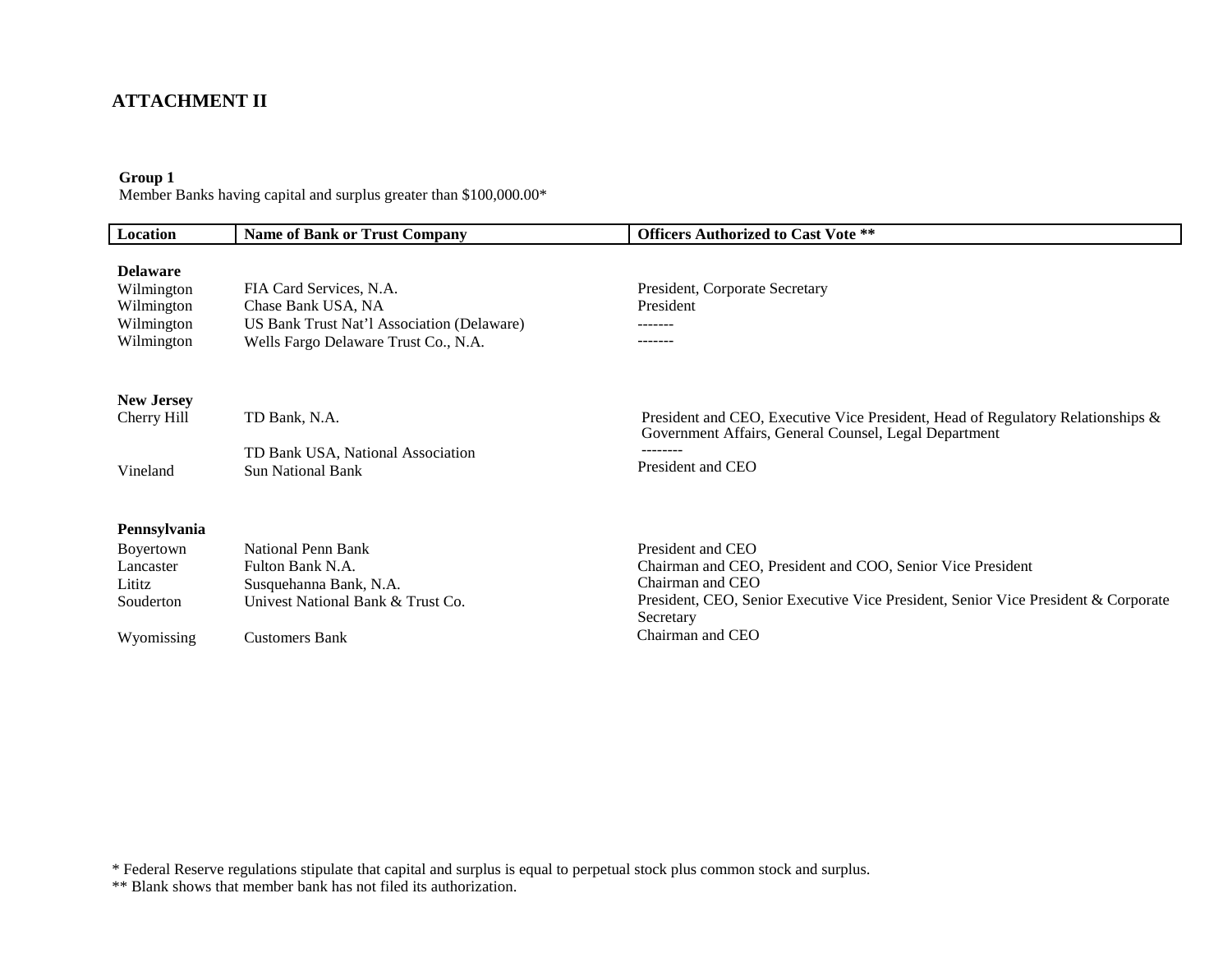## ATTACHMENT II

**Group 1**
Member Banks having capital and surplus greater than $100,000.00*

| Location | Name of Bank or Trust Company | Officers Authorized to Cast Vote ** |
|---|---|---|
| **Delaware** | | |
| Wilmington | FIA Card Services, N.A. | President, Corporate Secretary |
| Wilmington | Chase Bank USA, NA | President |
| Wilmington | US Bank Trust Nat'l Association (Delaware) | ------- |
| Wilmington | Wells Fargo Delaware Trust Co., N.A. | ------- |
| **New Jersey** | | |
| Cherry Hill | TD Bank, N.A. | President and CEO, Executive Vice President, Head of Regulatory Relationships & Government Affairs, General Counsel, Legal Department |
| | TD Bank USA, National Association | -------- |
| Vineland | Sun National Bank | President and CEO |
| **Pennsylvania** | | |
| Boyertown | National Penn Bank | President and CEO |
| Lancaster | Fulton Bank N.A. | Chairman and CEO, President and COO, Senior Vice President |
| Lititz | Susquehanna Bank, N.A. | Chairman and CEO |
| Souderton | Univest National Bank & Trust Co. | President, CEO, Senior Executive Vice President, Senior Vice President & Corporate Secretary |
| Wyomissing | Customers Bank | Chairman and CEO |

* Federal Reserve regulations stipulate that capital and surplus is equal to perpetual stock plus common stock and surplus.
** Blank shows that member bank has not filed its authorization.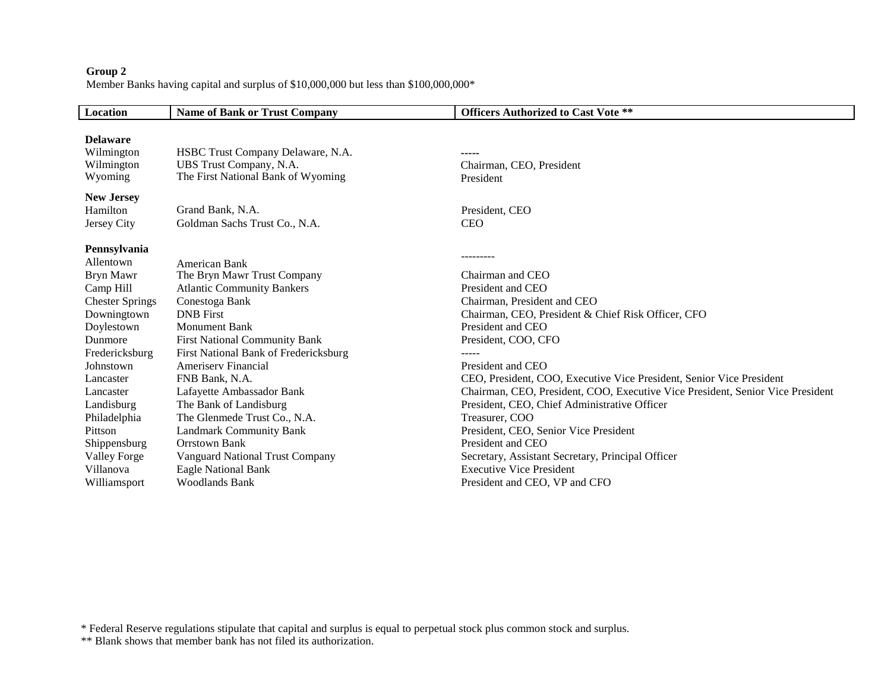**Group 2**

Member Banks having capital and surplus of $10,000,000 but less than $100,000,000*

| Location | Name of Bank or Trust Company | Officers Authorized to Cast Vote ** |
|---|---|---|
| **Delaware** | | |
| Wilmington | HSBC Trust Company Delaware, N.A. | ----- |
| Wilmington | UBS Trust Company, N.A. | Chairman, CEO, President |
| Wyoming | The First National Bank of Wyoming | President |
| **New Jersey** | | |
| Hamilton | Grand Bank, N.A. | President, CEO |
| Jersey City | Goldman Sachs Trust Co., N.A. | CEO |
| **Pennsylvania** | | |
| Allentown | American Bank | --------- |
| Bryn Mawr | The Bryn Mawr Trust Company | Chairman and CEO |
| Camp Hill | Atlantic Community Bankers | President and CEO |
| Chester Springs | Conestoga Bank | Chairman, President and CEO |
| Downingtown | DNB First | Chairman, CEO, President & Chief Risk Officer, CFO |
| Doylestown | Monument Bank | President and CEO |
| Dunmore | First National Community Bank | President, COO, CFO |
| Fredericksburg | First National Bank of Fredericksburg | ----- |
| Johnstown | Ameriserv Financial | President and CEO |
| Lancaster | FNB Bank, N.A. | CEO, President, COO, Executive Vice President, Senior Vice President |
| Lancaster | Lafayette Ambassador Bank | Chairman, CEO, President, COO, Executive Vice President, Senior Vice President |
| Landisburg | The Bank of Landisburg | President, CEO, Chief Administrative Officer |
| Philadelphia | The Glenmede Trust Co., N.A. | Treasurer, COO |
| Pittson | Landmark Community Bank | President, CEO, Senior Vice President |
| Shippensburg | Orrstown Bank | President and CEO |
| Valley Forge | Vanguard National Trust Company | Secretary, Assistant Secretary, Principal Officer |
| Villanova | Eagle National Bank | Executive Vice President |
| Williamsport | Woodlands Bank | President and CEO, VP and CFO |

\* Federal Reserve regulations stipulate that capital and surplus is equal to perpetual stock plus common stock and surplus.

\*\* Blank shows that member bank has not filed its authorization.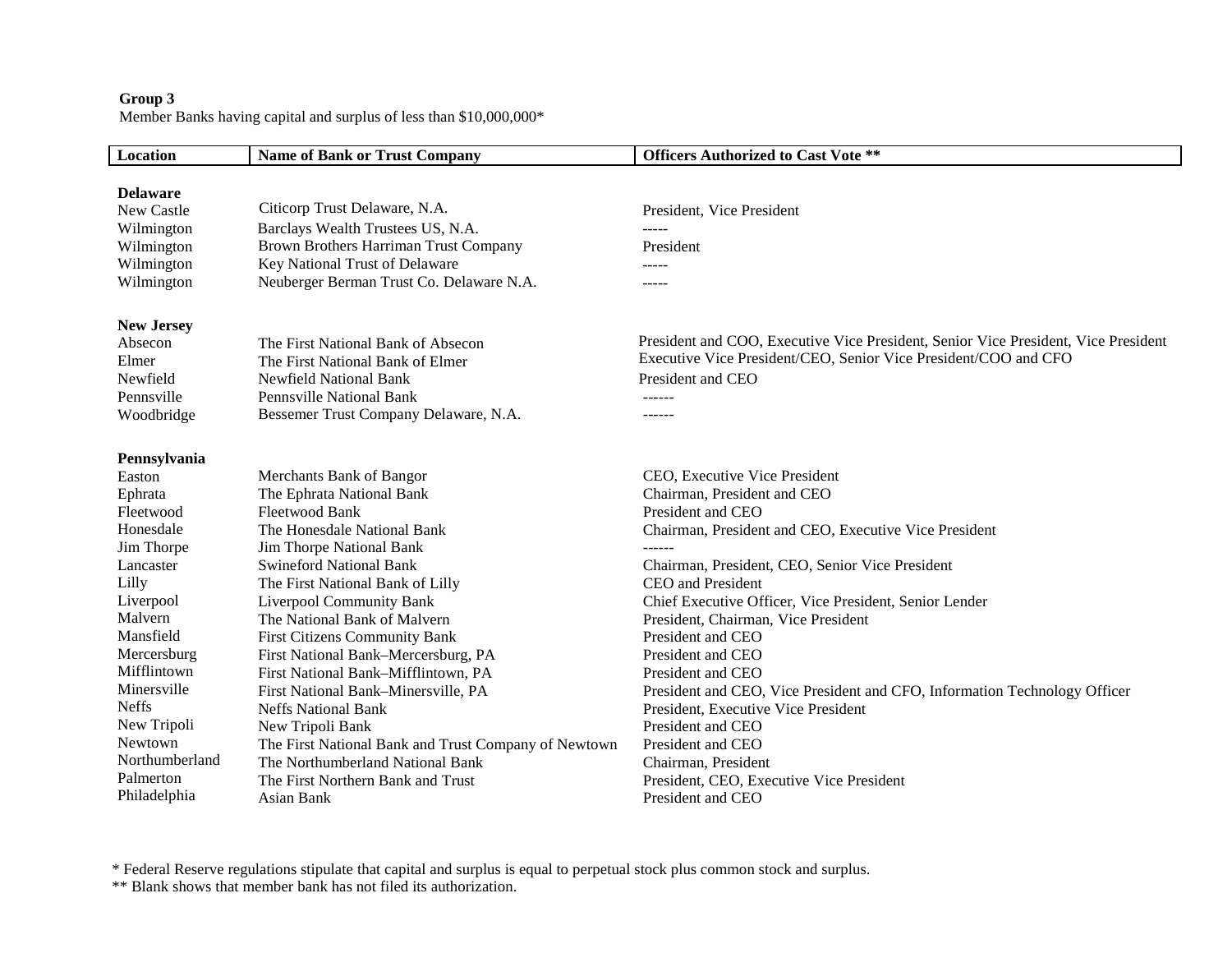**Group 3**

Member Banks having capital and surplus of less than $10,000,000*

| Location | Name of Bank or Trust Company | Officers Authorized to Cast Vote ** |
|---|---|---|
| **Delaware** | | |
| New Castle | Citicorp Trust Delaware, N.A. | President, Vice President |
| Wilmington | Barclays Wealth Trustees US, N.A. | ----- |
| Wilmington | Brown Brothers Harriman Trust Company | President |
| Wilmington | Key National Trust of Delaware | ----- |
| Wilmington | Neuberger Berman Trust Co. Delaware N.A. | ----- |
| **New Jersey** | | |
| Absecon | The First National Bank of Absecon | President and COO, Executive Vice President, Senior Vice President, Vice President |
| Elmer | The First National Bank of Elmer | Executive Vice President/CEO, Senior Vice President/COO and CFO |
| Newfield | Newfield National Bank | President and CEO |
| Pennsville | Pennsville National Bank | ------ |
| Woodbridge | Bessemer Trust Company Delaware, N.A. | ------ |
| **Pennsylvania** | | |
| Easton | Merchants Bank of Bangor | CEO, Executive Vice President |
| Ephrata | The Ephrata National Bank | Chairman, President and CEO |
| Fleetwood | Fleetwood Bank | President and CEO |
| Honesdale | The Honesdale National Bank | Chairman, President and CEO, Executive Vice President |
| Jim Thorpe | Jim Thorpe National Bank | ------ |
| Lancaster | Swineford National Bank | Chairman, President, CEO, Senior Vice President |
| Lilly | The First National Bank of Lilly | CEO and President |
| Liverpool | Liverpool Community Bank | Chief Executive Officer, Vice President, Senior Lender |
| Malvern | The National Bank of Malvern | President, Chairman, Vice President |
| Mansfield | First Citizens Community Bank | President and CEO |
| Mercersburg | First National Bank–Mercersburg, PA | President and CEO |
| Mifflintown | First National Bank–Mifflintown, PA | President and CEO |
| Minersville | First National Bank–Minersville, PA | President and CEO, Vice President and CFO, Information Technology Officer |
| Neffs | Neffs National Bank | President, Executive Vice President |
| New Tripoli | New Tripoli Bank | President and CEO |
| Newtown | The First National Bank and Trust Company of Newtown | President and CEO |
| Northumberland | The Northumberland National Bank | Chairman, President |
| Palmerton | The First Northern Bank and Trust | President, CEO, Executive Vice President |
| Philadelphia | Asian Bank | President and CEO |

* Federal Reserve regulations stipulate that capital and surplus is equal to perpetual stock plus common stock and surplus.

** Blank shows that member bank has not filed its authorization.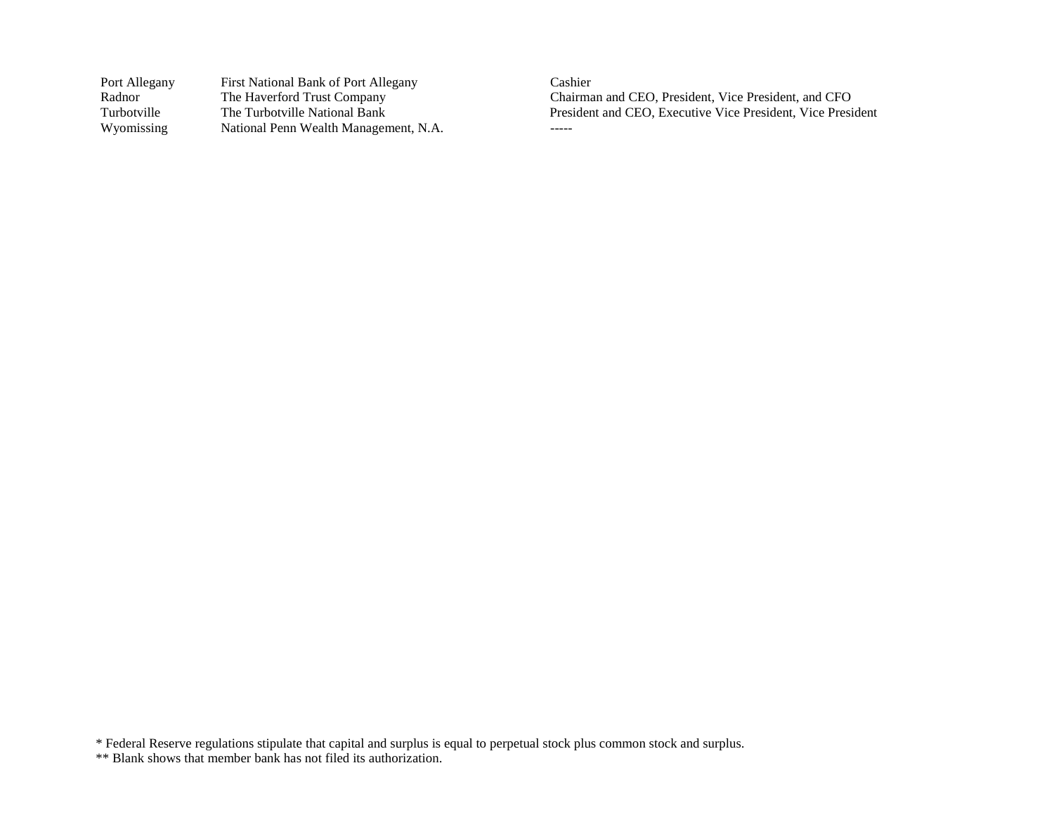| | | |
|---|---|---|
| Port Allegany | First National Bank of Port Allegany | Cashier |
| Radnor | The Haverford Trust Company | Chairman and CEO, President, Vice President, and CFO |
| Turbotville | The Turbotville National Bank | President and CEO, Executive Vice President, Vice President |
| Wyomissing | National Penn Wealth Management, N.A. | ----- |

* Federal Reserve regulations stipulate that capital and surplus is equal to perpetual stock plus common stock and surplus.

** Blank shows that member bank has not filed its authorization.